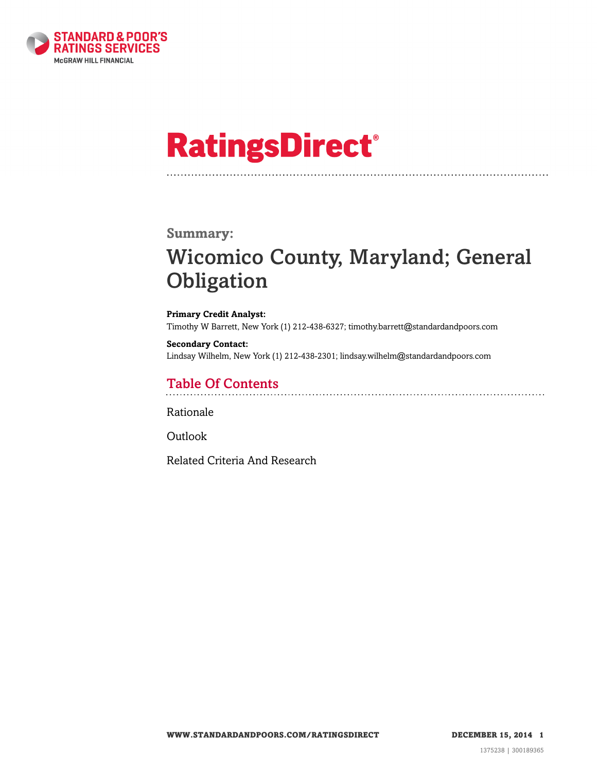# RatingsDirect®

## Summary:

# Wicomico County, Maryland; General Obligation

**Primary Credit Analyst:**
Timothy W Barrett, New York (1) 212-438-6327; timothy.barrett@standardandpoors.com

**Secondary Contact:**
Lindsay Wilhelm, New York (1) 212-438-2301; lindsay.wilhelm@standardandpoors.com

## Table Of Contents

Rationale

Outlook

Related Criteria And Research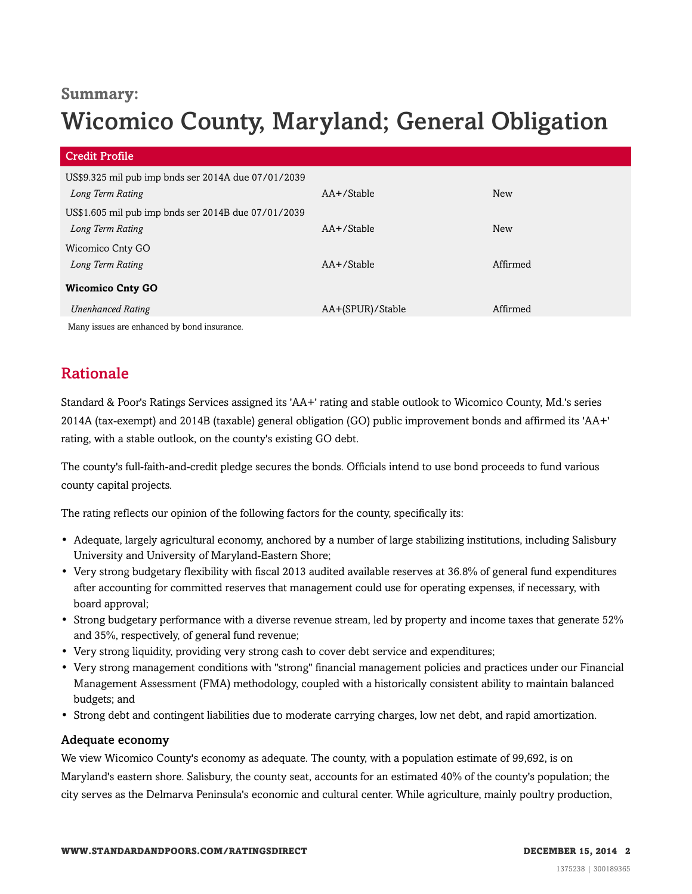**Summary:**

# Wicomico County, Maryland; General Obligation

| Credit Profile | | |
|---|---|---|
| US$9.325 mil pub imp bnds ser 2014A due 07/01/2039 | | |
| *Long Term Rating* | AA+/Stable | New |
| US$1.605 mil pub imp bnds ser 2014B due 07/01/2039 | | |
| *Long Term Rating* | AA+/Stable | New |
| Wicomico Cnty GO | | |
| *Long Term Rating* | AA+/Stable | Affirmed |
| **Wicomico Cnty GO** | | |
| *Unenhanced Rating* | AA+(SPUR)/Stable | Affirmed |

Many issues are enhanced by bond insurance.

## Rationale

Standard & Poor's Ratings Services assigned its 'AA+' rating and stable outlook to Wicomico County, Md.'s series 2014A (tax-exempt) and 2014B (taxable) general obligation (GO) public improvement bonds and affirmed its 'AA+' rating, with a stable outlook, on the county's existing GO debt.

The county's full-faith-and-credit pledge secures the bonds. Officials intend to use bond proceeds to fund various county capital projects.

The rating reflects our opinion of the following factors for the county, specifically its:

- Adequate, largely agricultural economy, anchored by a number of large stabilizing institutions, including Salisbury University and University of Maryland-Eastern Shore;
- Very strong budgetary flexibility with fiscal 2013 audited available reserves at 36.8% of general fund expenditures after accounting for committed reserves that management could use for operating expenses, if necessary, with board approval;
- Strong budgetary performance with a diverse revenue stream, led by property and income taxes that generate 52% and 35%, respectively, of general fund revenue;
- Very strong liquidity, providing very strong cash to cover debt service and expenditures;
- Very strong management conditions with "strong" financial management policies and practices under our Financial Management Assessment (FMA) methodology, coupled with a historically consistent ability to maintain balanced budgets; and
- Strong debt and contingent liabilities due to moderate carrying charges, low net debt, and rapid amortization.

### Adequate economy

We view Wicomico County's economy as adequate. The county, with a population estimate of 99,692, is on Maryland's eastern shore. Salisbury, the county seat, accounts for an estimated 40% of the county's population; the city serves as the Delmarva Peninsula's economic and cultural center. While agriculture, mainly poultry production,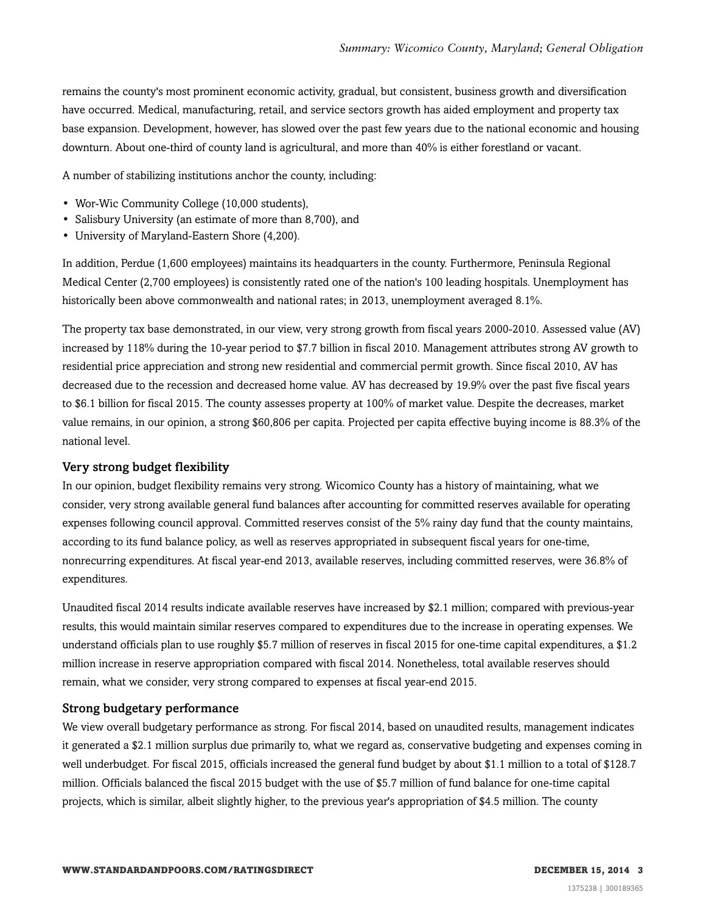remains the county's most prominent economic activity, gradual, but consistent, business growth and diversification have occurred. Medical, manufacturing, retail, and service sectors growth has aided employment and property tax base expansion. Development, however, has slowed over the past few years due to the national economic and housing downturn. About one-third of county land is agricultural, and more than 40% is either forestland or vacant.

A number of stabilizing institutions anchor the county, including:

- Wor-Wic Community College (10,000 students),
- Salisbury University (an estimate of more than 8,700), and
- University of Maryland-Eastern Shore (4,200).

In addition, Perdue (1,600 employees) maintains its headquarters in the county. Furthermore, Peninsula Regional Medical Center (2,700 employees) is consistently rated one of the nation's 100 leading hospitals. Unemployment has historically been above commonwealth and national rates; in 2013, unemployment averaged 8.1%.

The property tax base demonstrated, in our view, very strong growth from fiscal years 2000-2010. Assessed value (AV) increased by 118% during the 10-year period to $7.7 billion in fiscal 2010. Management attributes strong AV growth to residential price appreciation and strong new residential and commercial permit growth. Since fiscal 2010, AV has decreased due to the recession and decreased home value. AV has decreased by 19.9% over the past five fiscal years to $6.1 billion for fiscal 2015. The county assesses property at 100% of market value. Despite the decreases, market value remains, in our opinion, a strong $60,806 per capita. Projected per capita effective buying income is 88.3% of the national level.

### Very strong budget flexibility

In our opinion, budget flexibility remains very strong. Wicomico County has a history of maintaining, what we consider, very strong available general fund balances after accounting for committed reserves available for operating expenses following council approval. Committed reserves consist of the 5% rainy day fund that the county maintains, according to its fund balance policy, as well as reserves appropriated in subsequent fiscal years for one-time, nonrecurring expenditures. At fiscal year-end 2013, available reserves, including committed reserves, were 36.8% of expenditures.

Unaudited fiscal 2014 results indicate available reserves have increased by $2.1 million; compared with previous-year results, this would maintain similar reserves compared to expenditures due to the increase in operating expenses. We understand officials plan to use roughly $5.7 million of reserves in fiscal 2015 for one-time capital expenditures, a $1.2 million increase in reserve appropriation compared with fiscal 2014. Nonetheless, total available reserves should remain, what we consider, very strong compared to expenses at fiscal year-end 2015.

### Strong budgetary performance

We view overall budgetary performance as strong. For fiscal 2014, based on unaudited results, management indicates it generated a $2.1 million surplus due primarily to, what we regard as, conservative budgeting and expenses coming in well underbudget. For fiscal 2015, officials increased the general fund budget by about $1.1 million to a total of $128.7 million. Officials balanced the fiscal 2015 budget with the use of $5.7 million of fund balance for one-time capital projects, which is similar, albeit slightly higher, to the previous year's appropriation of $4.5 million. The county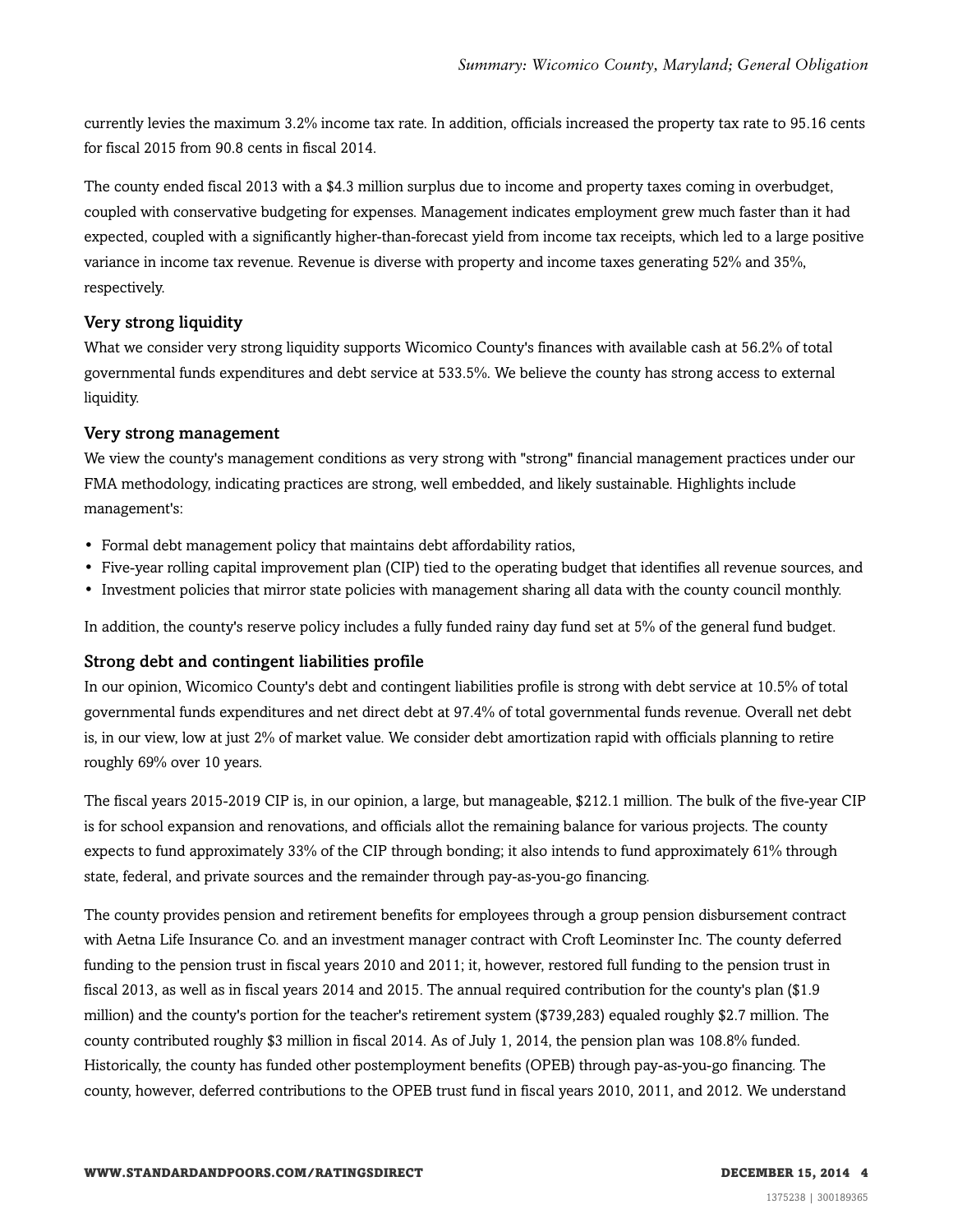currently levies the maximum 3.2% income tax rate. In addition, officials increased the property tax rate to 95.16 cents for fiscal 2015 from 90.8 cents in fiscal 2014.

The county ended fiscal 2013 with a $4.3 million surplus due to income and property taxes coming in overbudget, coupled with conservative budgeting for expenses. Management indicates employment grew much faster than it had expected, coupled with a significantly higher-than-forecast yield from income tax receipts, which led to a large positive variance in income tax revenue. Revenue is diverse with property and income taxes generating 52% and 35%, respectively.

### Very strong liquidity

What we consider very strong liquidity supports Wicomico County's finances with available cash at 56.2% of total governmental funds expenditures and debt service at 533.5%. We believe the county has strong access to external liquidity.

### Very strong management

We view the county's management conditions as very strong with "strong" financial management practices under our FMA methodology, indicating practices are strong, well embedded, and likely sustainable. Highlights include management's:

- Formal debt management policy that maintains debt affordability ratios,
- Five-year rolling capital improvement plan (CIP) tied to the operating budget that identifies all revenue sources, and
- Investment policies that mirror state policies with management sharing all data with the county council monthly.

In addition, the county's reserve policy includes a fully funded rainy day fund set at 5% of the general fund budget.

### Strong debt and contingent liabilities profile

In our opinion, Wicomico County's debt and contingent liabilities profile is strong with debt service at 10.5% of total governmental funds expenditures and net direct debt at 97.4% of total governmental funds revenue. Overall net debt is, in our view, low at just 2% of market value. We consider debt amortization rapid with officials planning to retire roughly 69% over 10 years.

The fiscal years 2015-2019 CIP is, in our opinion, a large, but manageable, $212.1 million. The bulk of the five-year CIP is for school expansion and renovations, and officials allot the remaining balance for various projects. The county expects to fund approximately 33% of the CIP through bonding; it also intends to fund approximately 61% through state, federal, and private sources and the remainder through pay-as-you-go financing.

The county provides pension and retirement benefits for employees through a group pension disbursement contract with Aetna Life Insurance Co. and an investment manager contract with Croft Leominster Inc. The county deferred funding to the pension trust in fiscal years 2010 and 2011; it, however, restored full funding to the pension trust in fiscal 2013, as well as in fiscal years 2014 and 2015. The annual required contribution for the county's plan ($1.9 million) and the county's portion for the teacher's retirement system ($739,283) equaled roughly $2.7 million. The county contributed roughly $3 million in fiscal 2014. As of July 1, 2014, the pension plan was 108.8% funded. Historically, the county has funded other postemployment benefits (OPEB) through pay-as-you-go financing. The county, however, deferred contributions to the OPEB trust fund in fiscal years 2010, 2011, and 2012. We understand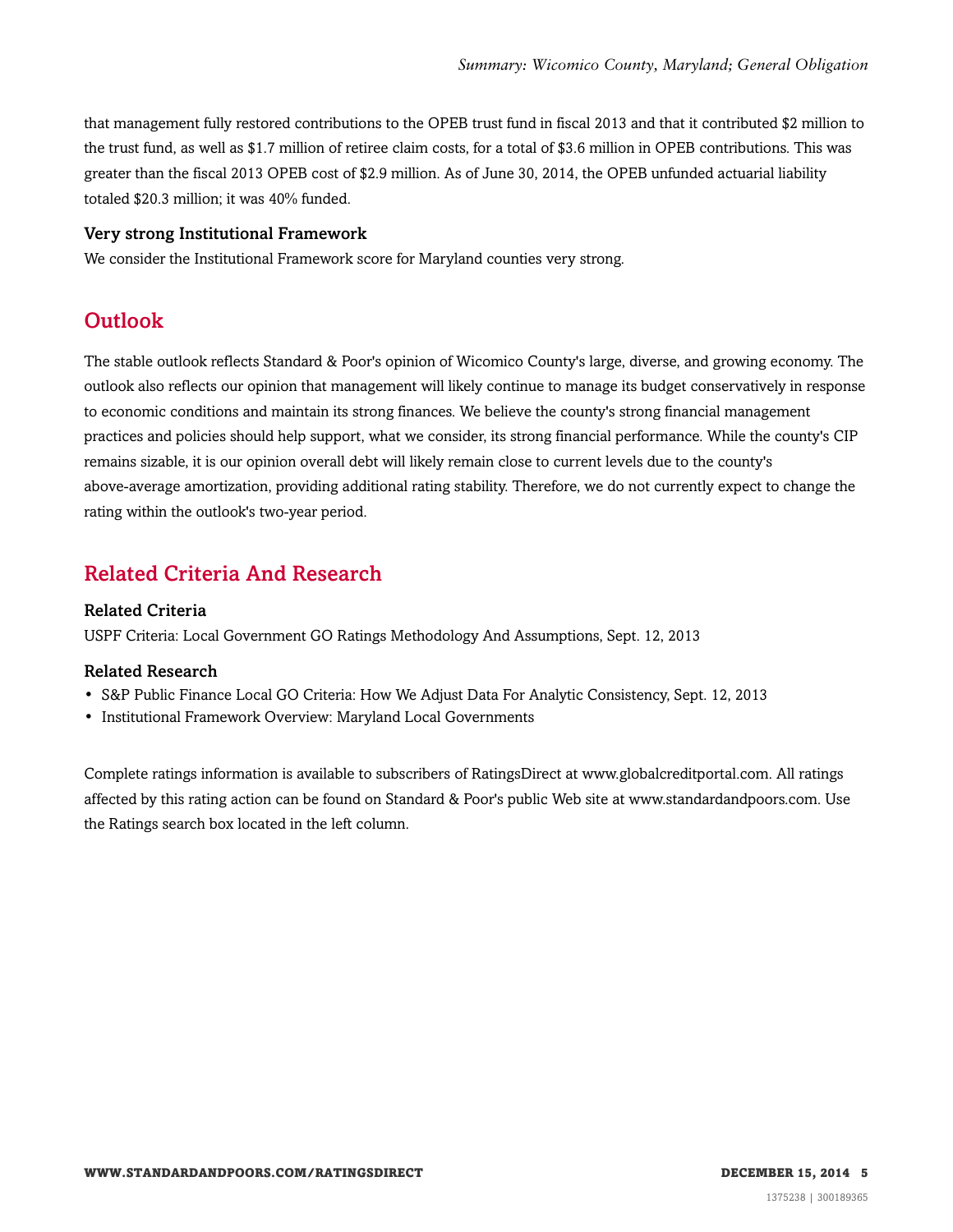that management fully restored contributions to the OPEB trust fund in fiscal 2013 and that it contributed $2 million to the trust fund, as well as $1.7 million of retiree claim costs, for a total of $3.6 million in OPEB contributions. This was greater than the fiscal 2013 OPEB cost of $2.9 million. As of June 30, 2014, the OPEB unfunded actuarial liability totaled $20.3 million; it was 40% funded.

### Very strong Institutional Framework

We consider the Institutional Framework score for Maryland counties very strong.

## Outlook

The stable outlook reflects Standard & Poor's opinion of Wicomico County's large, diverse, and growing economy. The outlook also reflects our opinion that management will likely continue to manage its budget conservatively in response to economic conditions and maintain its strong finances. We believe the county's strong financial management practices and policies should help support, what we consider, its strong financial performance. While the county's CIP remains sizable, it is our opinion overall debt will likely remain close to current levels due to the county's above-average amortization, providing additional rating stability. Therefore, we do not currently expect to change the rating within the outlook's two-year period.

## Related Criteria And Research

### Related Criteria

USPF Criteria: Local Government GO Ratings Methodology And Assumptions, Sept. 12, 2013

### Related Research

- S&P Public Finance Local GO Criteria: How We Adjust Data For Analytic Consistency, Sept. 12, 2013
- Institutional Framework Overview: Maryland Local Governments

Complete ratings information is available to subscribers of RatingsDirect at www.globalcreditportal.com. All ratings affected by this rating action can be found on Standard & Poor's public Web site at www.standardandpoors.com. Use the Ratings search box located in the left column.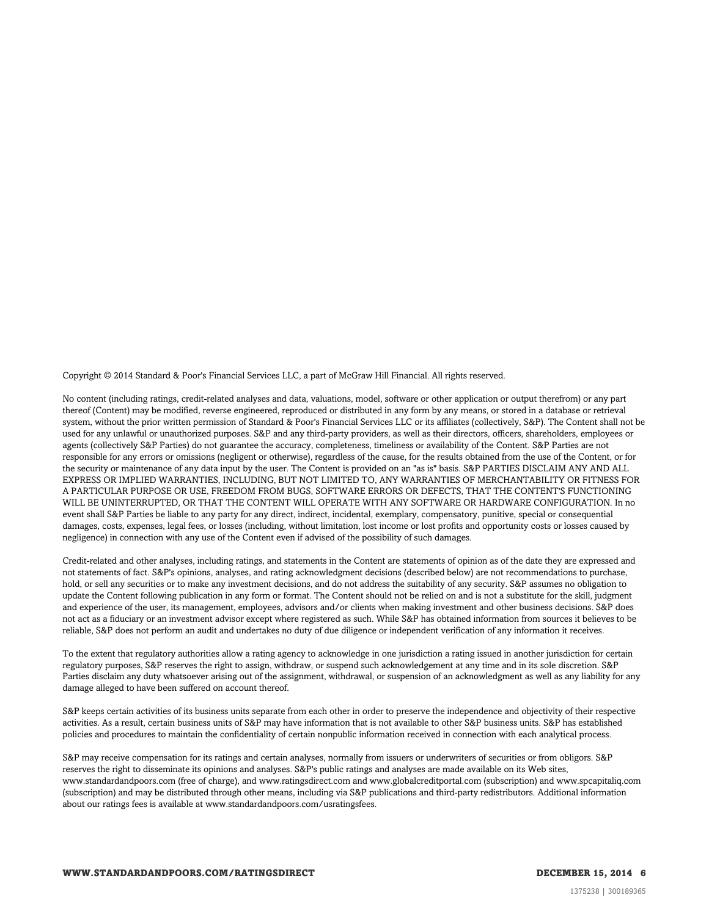Copyright © 2014 Standard & Poor's Financial Services LLC, a part of McGraw Hill Financial. All rights reserved.

No content (including ratings, credit-related analyses and data, valuations, model, software or other application or output therefrom) or any part thereof (Content) may be modified, reverse engineered, reproduced or distributed in any form by any means, or stored in a database or retrieval system, without the prior written permission of Standard & Poor's Financial Services LLC or its affiliates (collectively, S&P). The Content shall not be used for any unlawful or unauthorized purposes. S&P and any third-party providers, as well as their directors, officers, shareholders, employees or agents (collectively S&P Parties) do not guarantee the accuracy, completeness, timeliness or availability of the Content. S&P Parties are not responsible for any errors or omissions (negligent or otherwise), regardless of the cause, for the results obtained from the use of the Content, or for the security or maintenance of any data input by the user. The Content is provided on an "as is" basis. S&P PARTIES DISCLAIM ANY AND ALL EXPRESS OR IMPLIED WARRANTIES, INCLUDING, BUT NOT LIMITED TO, ANY WARRANTIES OF MERCHANTABILITY OR FITNESS FOR A PARTICULAR PURPOSE OR USE, FREEDOM FROM BUGS, SOFTWARE ERRORS OR DEFECTS, THAT THE CONTENT'S FUNCTIONING WILL BE UNINTERRUPTED, OR THAT THE CONTENT WILL OPERATE WITH ANY SOFTWARE OR HARDWARE CONFIGURATION. In no event shall S&P Parties be liable to any party for any direct, indirect, incidental, exemplary, compensatory, punitive, special or consequential damages, costs, expenses, legal fees, or losses (including, without limitation, lost income or lost profits and opportunity costs or losses caused by negligence) in connection with any use of the Content even if advised of the possibility of such damages.

Credit-related and other analyses, including ratings, and statements in the Content are statements of opinion as of the date they are expressed and not statements of fact. S&P's opinions, analyses, and rating acknowledgment decisions (described below) are not recommendations to purchase, hold, or sell any securities or to make any investment decisions, and do not address the suitability of any security. S&P assumes no obligation to update the Content following publication in any form or format. The Content should not be relied on and is not a substitute for the skill, judgment and experience of the user, its management, employees, advisors and/or clients when making investment and other business decisions. S&P does not act as a fiduciary or an investment advisor except where registered as such. While S&P has obtained information from sources it believes to be reliable, S&P does not perform an audit and undertakes no duty of due diligence or independent verification of any information it receives.

To the extent that regulatory authorities allow a rating agency to acknowledge in one jurisdiction a rating issued in another jurisdiction for certain regulatory purposes, S&P reserves the right to assign, withdraw, or suspend such acknowledgement at any time and in its sole discretion. S&P Parties disclaim any duty whatsoever arising out of the assignment, withdrawal, or suspension of an acknowledgment as well as any liability for any damage alleged to have been suffered on account thereof.

S&P keeps certain activities of its business units separate from each other in order to preserve the independence and objectivity of their respective activities. As a result, certain business units of S&P may have information that is not available to other S&P business units. S&P has established policies and procedures to maintain the confidentiality of certain nonpublic information received in connection with each analytical process.

S&P may receive compensation for its ratings and certain analyses, normally from issuers or underwriters of securities or from obligors. S&P reserves the right to disseminate its opinions and analyses. S&P's public ratings and analyses are made available on its Web sites, www.standardandpoors.com (free of charge), and www.ratingsdirect.com and www.globalcreditportal.com (subscription) and www.spcapitaliq.com (subscription) and may be distributed through other means, including via S&P publications and third-party redistributors. Additional information about our ratings fees is available at www.standardandpoors.com/usratingsfees.